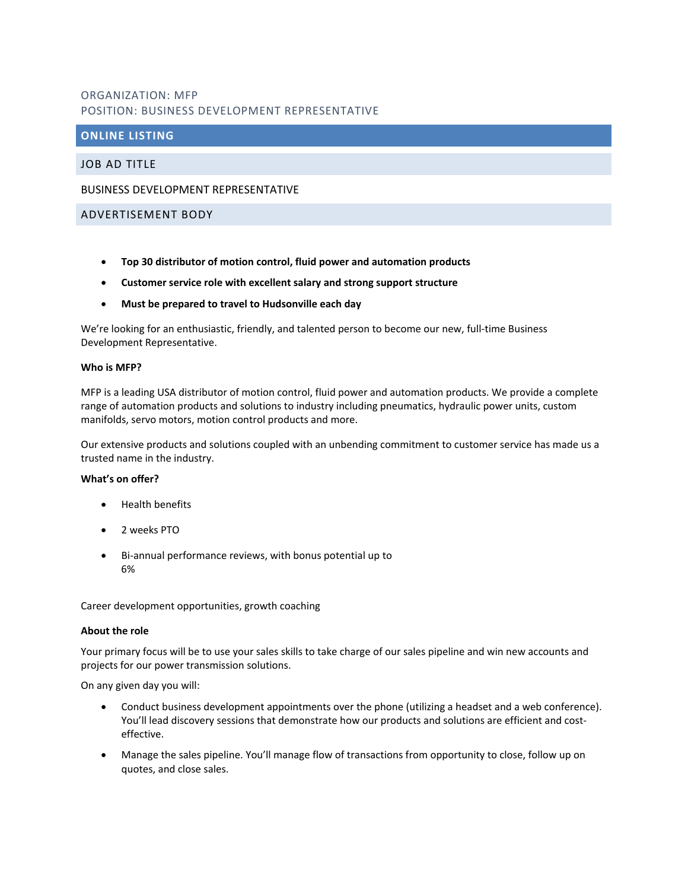ORGANIZATION: MFP
POSITION: BUSINESS DEVELOPMENT REPRESENTATIVE

## ONLINE LISTING

### JOB AD TITLE

BUSINESS DEVELOPMENT REPRESENTATIVE

### ADVERTISEMENT BODY

- **Top 30 distributor of motion control, fluid power and automation products**
- **Customer service role with excellent salary and strong support structure**
- **Must be prepared to travel to Hudsonville each day**

We're looking for an enthusiastic, friendly, and talented person to become our new, full-time Business Development Representative.

**Who is MFP?**

MFP is a leading USA distributor of motion control, fluid power and automation products. We provide a complete range of automation products and solutions to industry including pneumatics, hydraulic power units, custom manifolds, servo motors, motion control products and more.

Our extensive products and solutions coupled with an unbending commitment to customer service has made us a trusted name in the industry.

**What's on offer?**

- Health benefits
- 2 weeks PTO
- Bi-annual performance reviews, with bonus potential up to 6%

Career development opportunities, growth coaching

**About the role**

Your primary focus will be to use your sales skills to take charge of our sales pipeline and win new accounts and projects for our power transmission solutions.

On any given day you will:

- Conduct business development appointments over the phone (utilizing a headset and a web conference). You'll lead discovery sessions that demonstrate how our products and solutions are efficient and cost-effective.
- Manage the sales pipeline. You'll manage flow of transactions from opportunity to close, follow up on quotes, and close sales.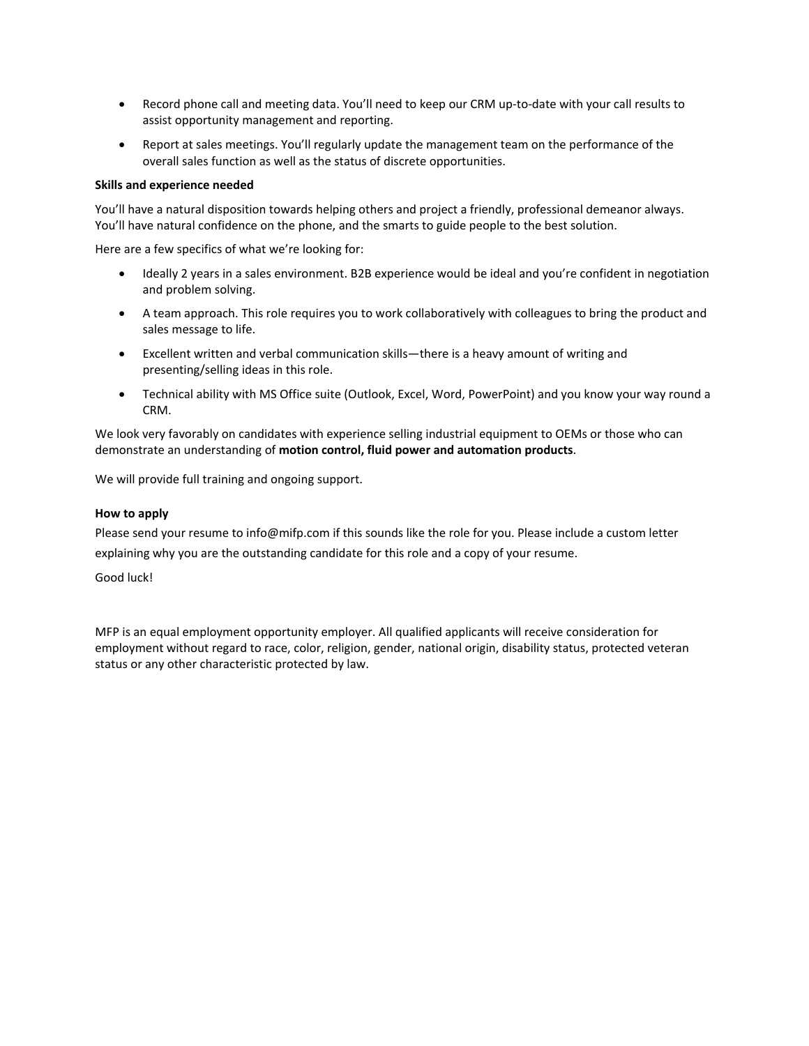- Record phone call and meeting data. You'll need to keep our CRM up-to-date with your call results to assist opportunity management and reporting.
- Report at sales meetings. You'll regularly update the management team on the performance of the overall sales function as well as the status of discrete opportunities.

**Skills and experience needed**

You'll have a natural disposition towards helping others and project a friendly, professional demeanor always. You'll have natural confidence on the phone, and the smarts to guide people to the best solution.

Here are a few specifics of what we're looking for:

- Ideally 2 years in a sales environment. B2B experience would be ideal and you're confident in negotiation and problem solving.
- A team approach. This role requires you to work collaboratively with colleagues to bring the product and sales message to life.
- Excellent written and verbal communication skills—there is a heavy amount of writing and presenting/selling ideas in this role.
- Technical ability with MS Office suite (Outlook, Excel, Word, PowerPoint) and you know your way round a CRM.

We look very favorably on candidates with experience selling industrial equipment to OEMs or those who can demonstrate an understanding of **motion control, fluid power and automation products**.

We will provide full training and ongoing support.

**How to apply**

Please send your resume to info@mifp.com if this sounds like the role for you. Please include a custom letter explaining why you are the outstanding candidate for this role and a copy of your resume.

Good luck!

MFP is an equal employment opportunity employer. All qualified applicants will receive consideration for employment without regard to race, color, religion, gender, national origin, disability status, protected veteran status or any other characteristic protected by law.